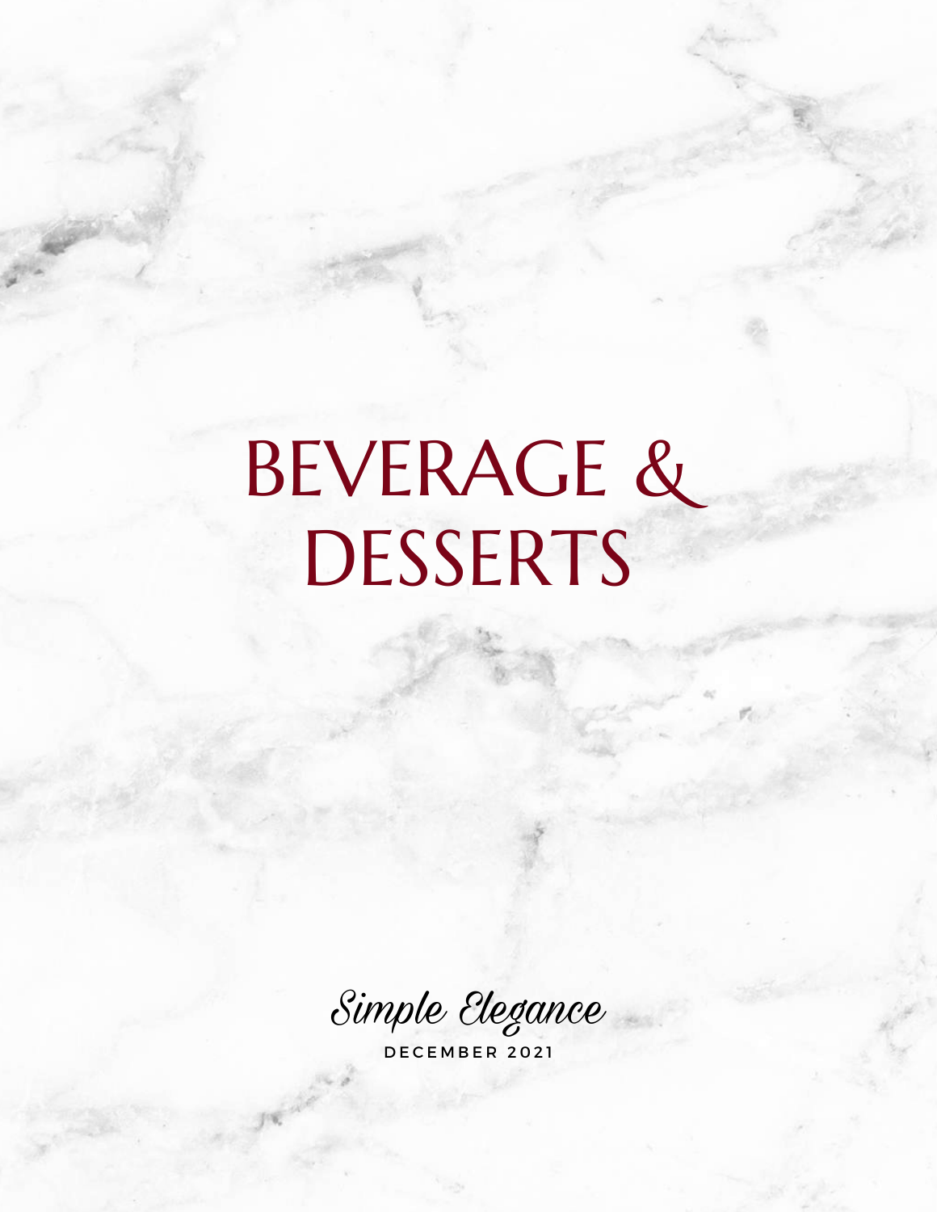# BEVERAGE & DESSERTS

*Simple Elegance*

DECEMBER 2021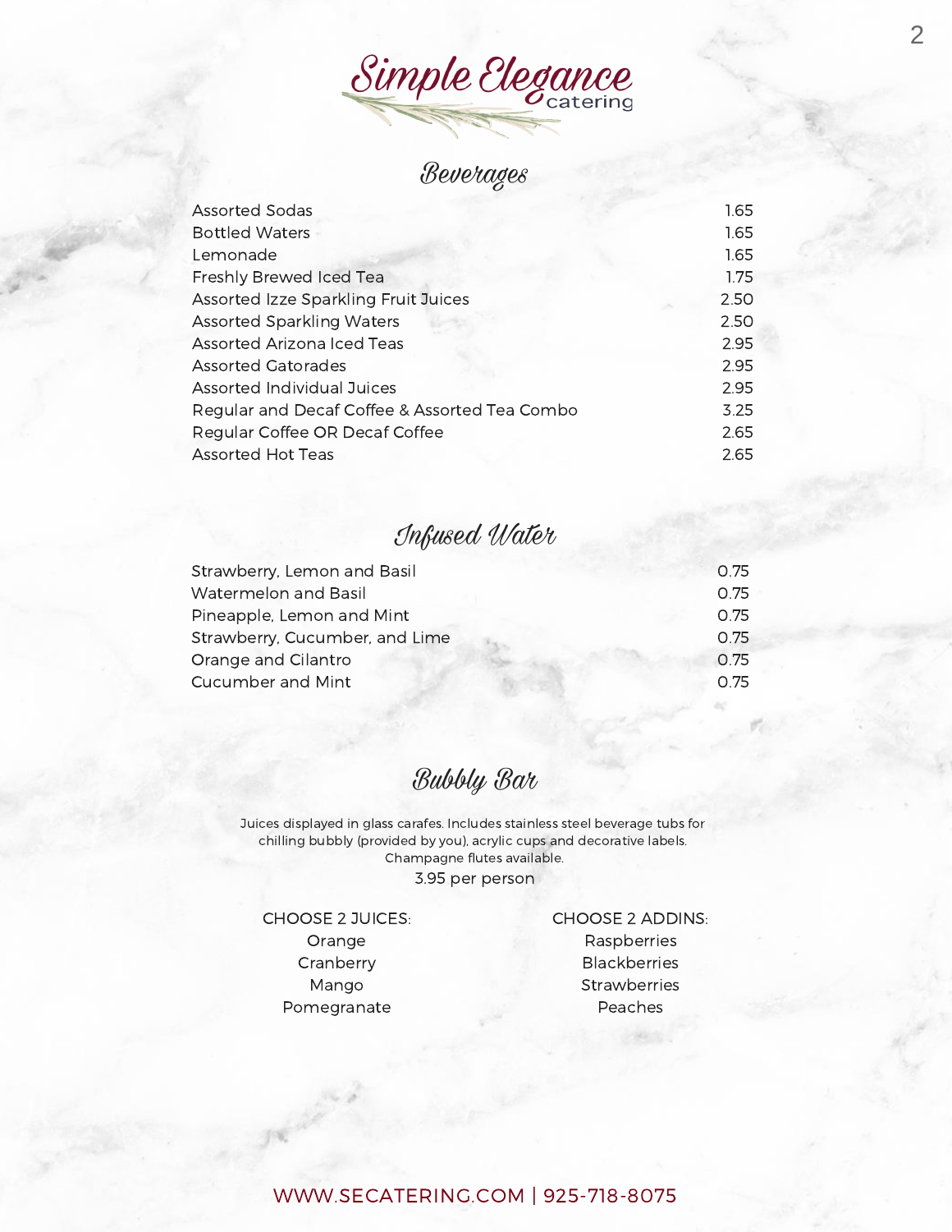# Simple Elegance catering

## Beverages

| Item | Price |
| --- | --- |
| Assorted Sodas | 1.65 |
| Bottled Waters | 1.65 |
| Lemonade | 1.65 |
| Freshly Brewed Iced Tea | 1.75 |
| Assorted Izze Sparkling Fruit Juices | 2.50 |
| Assorted Sparkling Waters | 2.50 |
| Assorted Arizona Iced Teas | 2.95 |
| Assorted Gatorades | 2.95 |
| Assorted Individual Juices | 2.95 |
| Regular and Decaf Coffee & Assorted Tea Combo | 3.25 |
| Regular Coffee OR Decaf Coffee | 2.65 |
| Assorted Hot Teas | 2.65 |

## Infused Water

| Item | Price |
| --- | --- |
| Strawberry, Lemon and Basil | 0.75 |
| Watermelon and Basil | 0.75 |
| Pineapple, Lemon and Mint | 0.75 |
| Strawberry, Cucumber, and Lime | 0.75 |
| Orange and Cilantro | 0.75 |
| Cucumber and Mint | 0.75 |

## Bubbly Bar

Juices displayed in glass carafes. Includes stainless steel beverage tubs for chilling bubbly (provided by you), acrylic cups and decorative labels. Champagne flutes available.

3.95 per person

CHOOSE 2 JUICES:
- Orange
- Cranberry
- Mango
- Pomegranate

CHOOSE 2 ADDINS:
- Raspberries
- Blackberries
- Strawberries
- Peaches

WWW.SECATERING.COM | 925-718-8075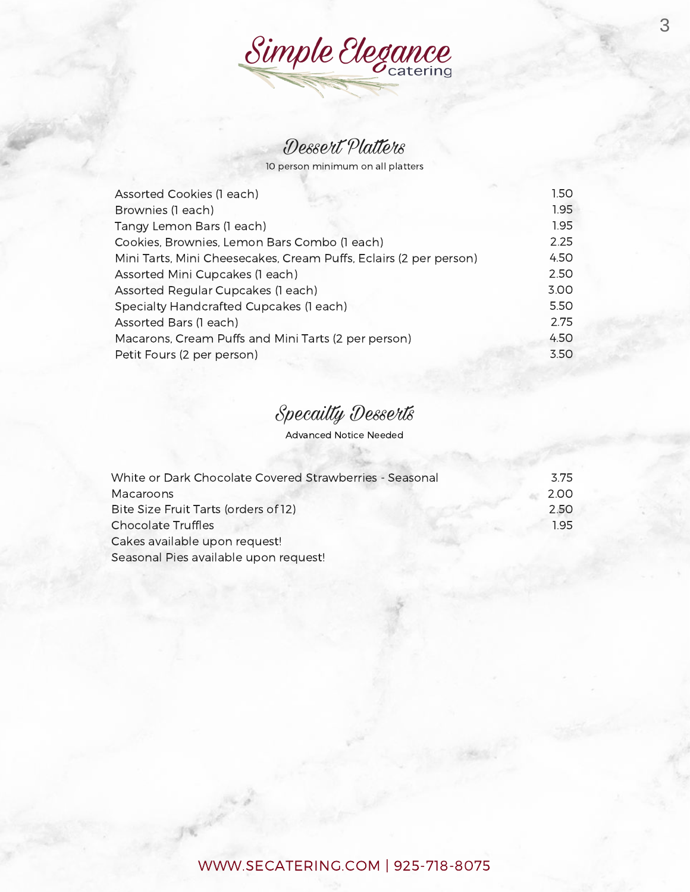# Simple Elegance catering

## Dessert Platters

10 person minimum on all platters

| | |
|---|---|
| Assorted Cookies (1 each) | 1.50 |
| Brownies (1 each) | 1.95 |
| Tangy Lemon Bars (1 each) | 1.95 |
| Cookies, Brownies, Lemon Bars Combo (1 each) | 2.25 |
| Mini Tarts, Mini Cheesecakes, Cream Puffs, Eclairs (2 per person) | 4.50 |
| Assorted Mini Cupcakes (1 each) | 2.50 |
| Assorted Regular Cupcakes (1 each) | 3.00 |
| Specialty Handcrafted Cupcakes (1 each) | 5.50 |
| Assorted Bars (1 each) | 2.75 |
| Macarons, Cream Puffs and Mini Tarts (2 per person) | 4.50 |
| Petit Fours (2 per person) | 3.50 |

## Specailty Desserts

Advanced Notice Needed

| | |
|---|---|
| White or Dark Chocolate Covered Strawberries - Seasonal | 3.75 |
| Macaroons | 2.00 |
| Bite Size Fruit Tarts (orders of 12) | 2.50 |
| Chocolate Truffles | 1.95 |

Cakes available upon request!

Seasonal Pies available upon request!

WWW.SECATERING.COM | 925-718-8075